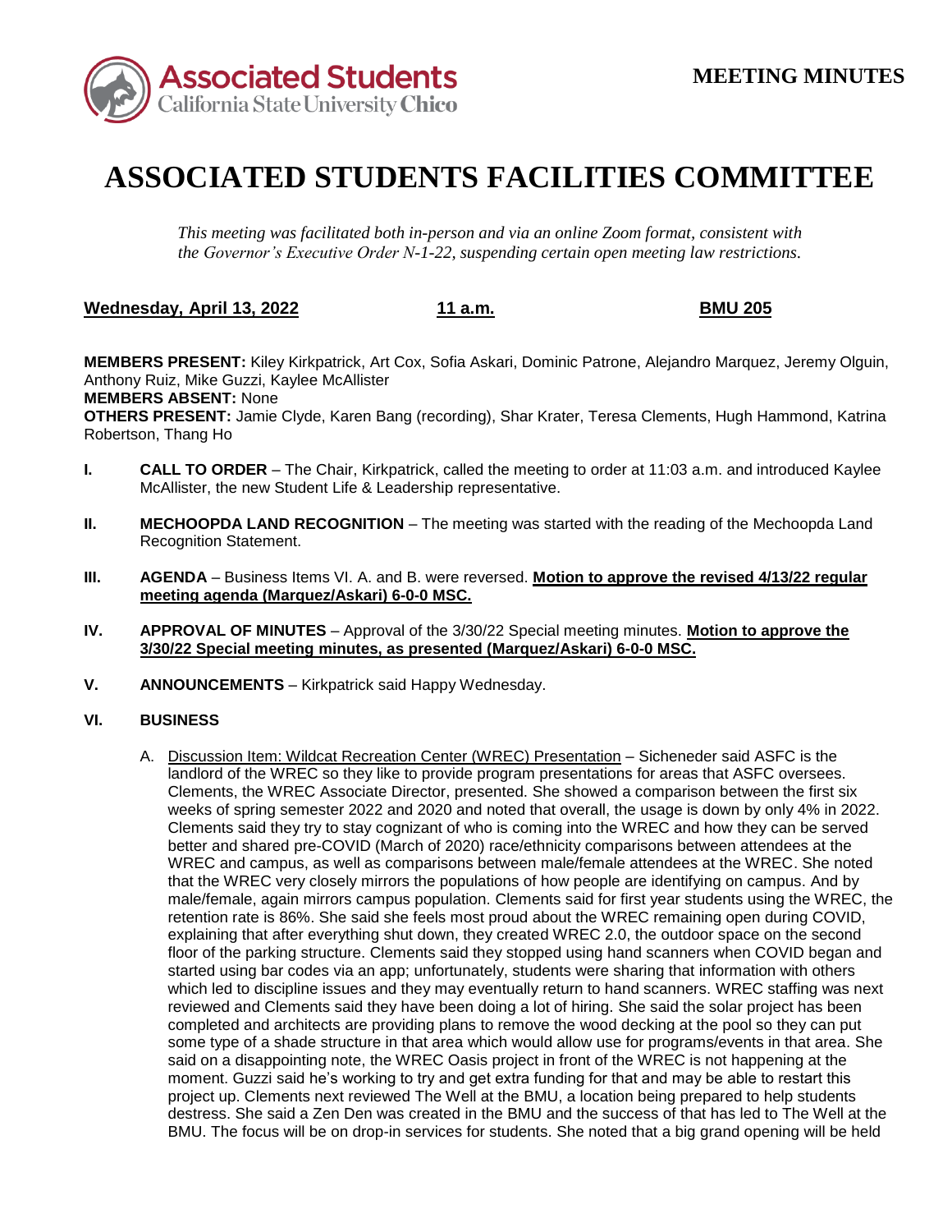**MEETING MINUTES**

# ASSOCIATED STUDENTS FACILITIES COMMITTEE

*This meeting was facilitated both in-person and via an online Zoom format, consistent with the Governor's Executive Order N-1-22, suspending certain open meeting law restrictions.*

**Wednesday, April 13, 2022** **11 a.m.** **BMU 205**

**MEMBERS PRESENT:** Kiley Kirkpatrick, Art Cox, Sofia Askari, Dominic Patrone, Alejandro Marquez, Jeremy Olguin, Anthony Ruiz, Mike Guzzi, Kaylee McAllister
**MEMBERS ABSENT:** None
**OTHERS PRESENT:** Jamie Clyde, Karen Bang (recording), Shar Krater, Teresa Clements, Hugh Hammond, Katrina Robertson, Thang Ho

**I. CALL TO ORDER** – The Chair, Kirkpatrick, called the meeting to order at 11:03 a.m. and introduced Kaylee McAllister, the new Student Life & Leadership representative.

**II. MECHOOPDA LAND RECOGNITION** – The meeting was started with the reading of the Mechoopda Land Recognition Statement.

**III. AGENDA** – Business Items VI. A. and B. were reversed. **Motion to approve the revised 4/13/22 regular meeting agenda (Marquez/Askari) 6-0-0 MSC.**

**IV. APPROVAL OF MINUTES** – Approval of the 3/30/22 Special meeting minutes. **Motion to approve the 3/30/22 Special meeting minutes, as presented (Marquez/Askari) 6-0-0 MSC.**

**V. ANNOUNCEMENTS** – Kirkpatrick said Happy Wednesday.

**VI. BUSINESS**

A. Discussion Item: Wildcat Recreation Center (WREC) Presentation – Sicheneder said ASFC is the landlord of the WREC so they like to provide program presentations for areas that ASFC oversees. Clements, the WREC Associate Director, presented. She showed a comparison between the first six weeks of spring semester 2022 and 2020 and noted that overall, the usage is down by only 4% in 2022. Clements said they try to stay cognizant of who is coming into the WREC and how they can be served better and shared pre-COVID (March of 2020) race/ethnicity comparisons between attendees at the WREC and campus, as well as comparisons between male/female attendees at the WREC. She noted that the WREC very closely mirrors the populations of how people are identifying on campus. And by male/female, again mirrors campus population. Clements said for first year students using the WREC, the retention rate is 86%. She said she feels most proud about the WREC remaining open during COVID, explaining that after everything shut down, they created WREC 2.0, the outdoor space on the second floor of the parking structure. Clements said they stopped using hand scanners when COVID began and started using bar codes via an app; unfortunately, students were sharing that information with others which led to discipline issues and they may eventually return to hand scanners. WREC staffing was next reviewed and Clements said they have been doing a lot of hiring. She said the solar project has been completed and architects are providing plans to remove the wood decking at the pool so they can put some type of a shade structure in that area which would allow use for programs/events in that area. She said on a disappointing note, the WREC Oasis project in front of the WREC is not happening at the moment. Guzzi said he's working to try and get extra funding for that and may be able to restart this project up. Clements next reviewed The Well at the BMU, a location being prepared to help students destress. She said a Zen Den was created in the BMU and the success of that has led to The Well at the BMU. The focus will be on drop-in services for students. She noted that a big grand opening will be held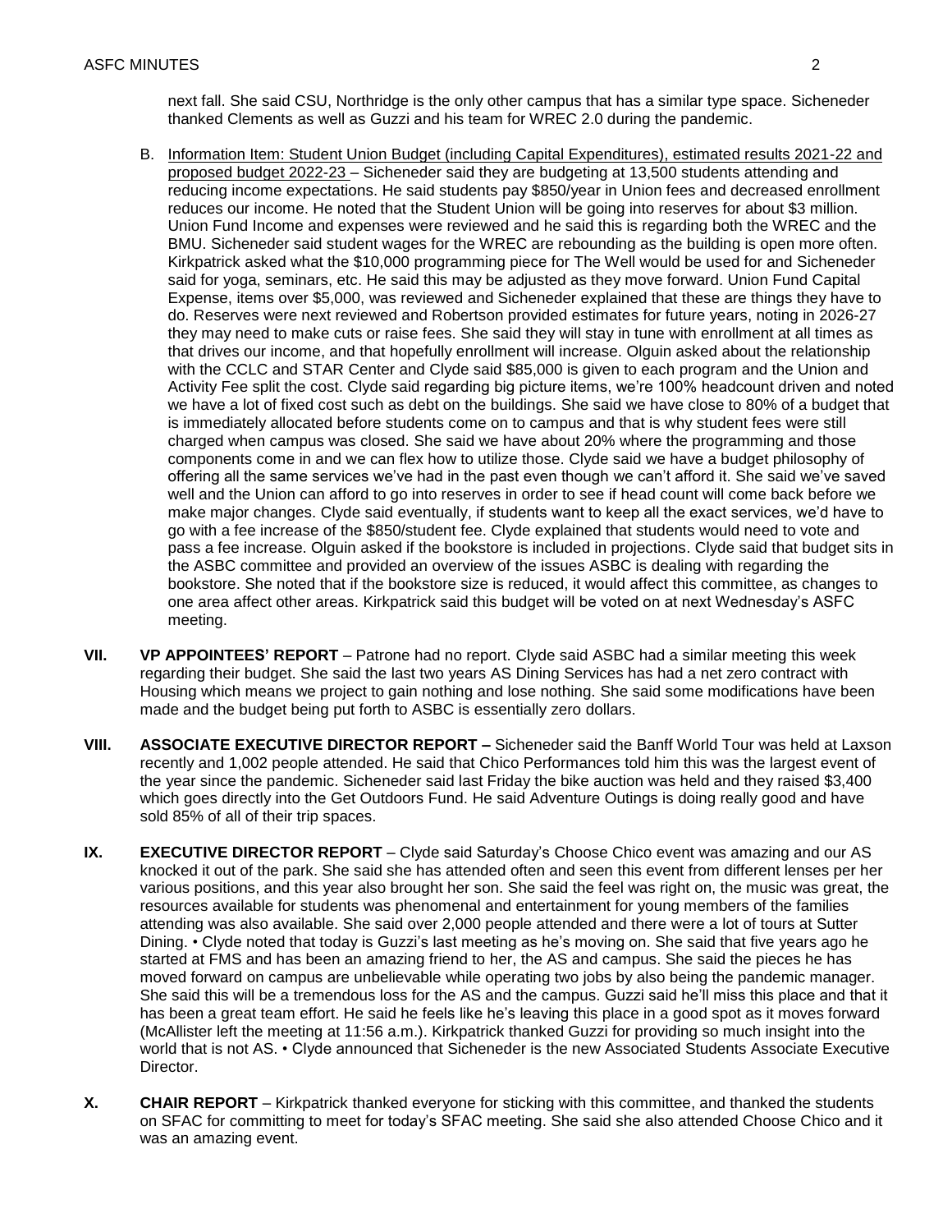next fall. She said CSU, Northridge is the only other campus that has a similar type space. Sicheneder thanked Clements as well as Guzzi and his team for WREC 2.0 during the pandemic.

B. Information Item: Student Union Budget (including Capital Expenditures), estimated results 2021-22 and proposed budget 2022-23 – Sicheneder said they are budgeting at 13,500 students attending and reducing income expectations. He said students pay $850/year in Union fees and decreased enrollment reduces our income. He noted that the Student Union will be going into reserves for about $3 million. Union Fund Income and expenses were reviewed and he said this is regarding both the WREC and the BMU. Sicheneder said student wages for the WREC are rebounding as the building is open more often. Kirkpatrick asked what the $10,000 programming piece for The Well would be used for and Sicheneder said for yoga, seminars, etc. He said this may be adjusted as they move forward. Union Fund Capital Expense, items over $5,000, was reviewed and Sicheneder explained that these are things they have to do. Reserves were next reviewed and Robertson provided estimates for future years, noting in 2026-27 they may need to make cuts or raise fees. She said they will stay in tune with enrollment at all times as that drives our income, and that hopefully enrollment will increase. Olguin asked about the relationship with the CCLC and STAR Center and Clyde said $85,000 is given to each program and the Union and Activity Fee split the cost. Clyde said regarding big picture items, we're 100% headcount driven and noted we have a lot of fixed cost such as debt on the buildings. She said we have close to 80% of a budget that is immediately allocated before students come on to campus and that is why student fees were still charged when campus was closed. She said we have about 20% where the programming and those components come in and we can flex how to utilize those. Clyde said we have a budget philosophy of offering all the same services we've had in the past even though we can't afford it. She said we've saved well and the Union can afford to go into reserves in order to see if head count will come back before we make major changes. Clyde said eventually, if students want to keep all the exact services, we'd have to go with a fee increase of the $850/student fee. Clyde explained that students would need to vote and pass a fee increase. Olguin asked if the bookstore is included in projections. Clyde said that budget sits in the ASBC committee and provided an overview of the issues ASBC is dealing with regarding the bookstore. She noted that if the bookstore size is reduced, it would affect this committee, as changes to one area affect other areas. Kirkpatrick said this budget will be voted on at next Wednesday's ASFC meeting.

**VII. VP APPOINTEES' REPORT** – Patrone had no report. Clyde said ASBC had a similar meeting this week regarding their budget. She said the last two years AS Dining Services has had a net zero contract with Housing which means we project to gain nothing and lose nothing. She said some modifications have been made and the budget being put forth to ASBC is essentially zero dollars.

**VIII. ASSOCIATE EXECUTIVE DIRECTOR REPORT –** Sicheneder said the Banff World Tour was held at Laxson recently and 1,002 people attended. He said that Chico Performances told him this was the largest event of the year since the pandemic. Sicheneder said last Friday the bike auction was held and they raised $3,400 which goes directly into the Get Outdoors Fund. He said Adventure Outings is doing really good and have sold 85% of all of their trip spaces.

**IX. EXECUTIVE DIRECTOR REPORT** – Clyde said Saturday's Choose Chico event was amazing and our AS knocked it out of the park. She said she has attended often and seen this event from different lenses per her various positions, and this year also brought her son. She said the feel was right on, the music was great, the resources available for students was phenomenal and entertainment for young members of the families attending was also available. She said over 2,000 people attended and there were a lot of tours at Sutter Dining. • Clyde noted that today is Guzzi's last meeting as he's moving on. She said that five years ago he started at FMS and has been an amazing friend to her, the AS and campus. She said the pieces he has moved forward on campus are unbelievable while operating two jobs by also being the pandemic manager. She said this will be a tremendous loss for the AS and the campus. Guzzi said he'll miss this place and that it has been a great team effort. He said he feels like he's leaving this place in a good spot as it moves forward (McAllister left the meeting at 11:56 a.m.). Kirkpatrick thanked Guzzi for providing so much insight into the world that is not AS. • Clyde announced that Sicheneder is the new Associated Students Associate Executive Director.

**X. CHAIR REPORT** – Kirkpatrick thanked everyone for sticking with this committee, and thanked the students on SFAC for committing to meet for today's SFAC meeting. She said she also attended Choose Chico and it was an amazing event.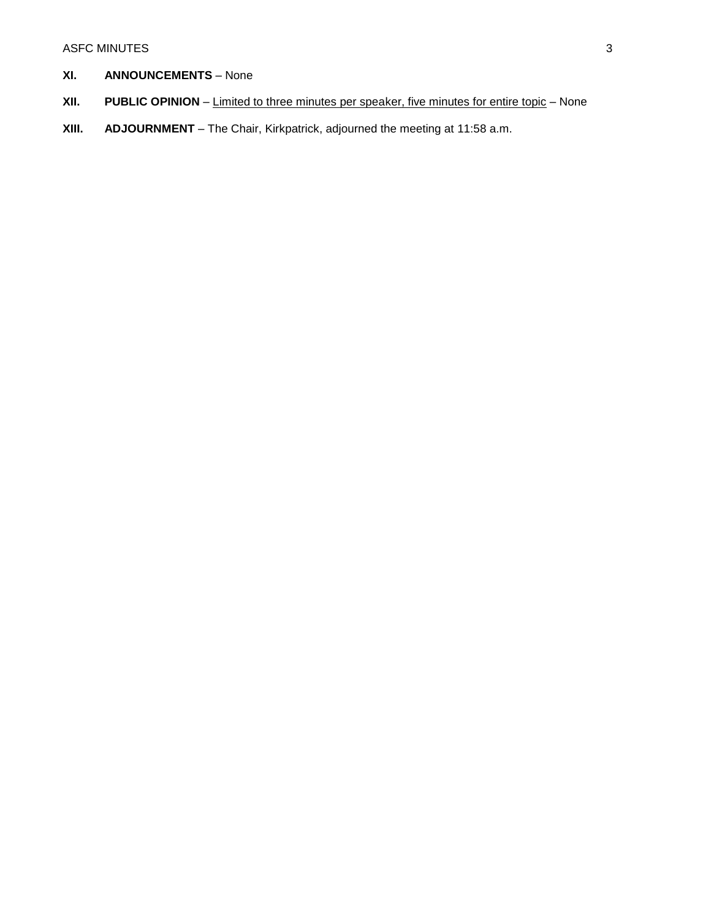**XI. ANNOUNCEMENTS** – None

**XII. PUBLIC OPINION** – Limited to three minutes per speaker, five minutes for entire topic – None

**XIII. ADJOURNMENT** – The Chair, Kirkpatrick, adjourned the meeting at 11:58 a.m.